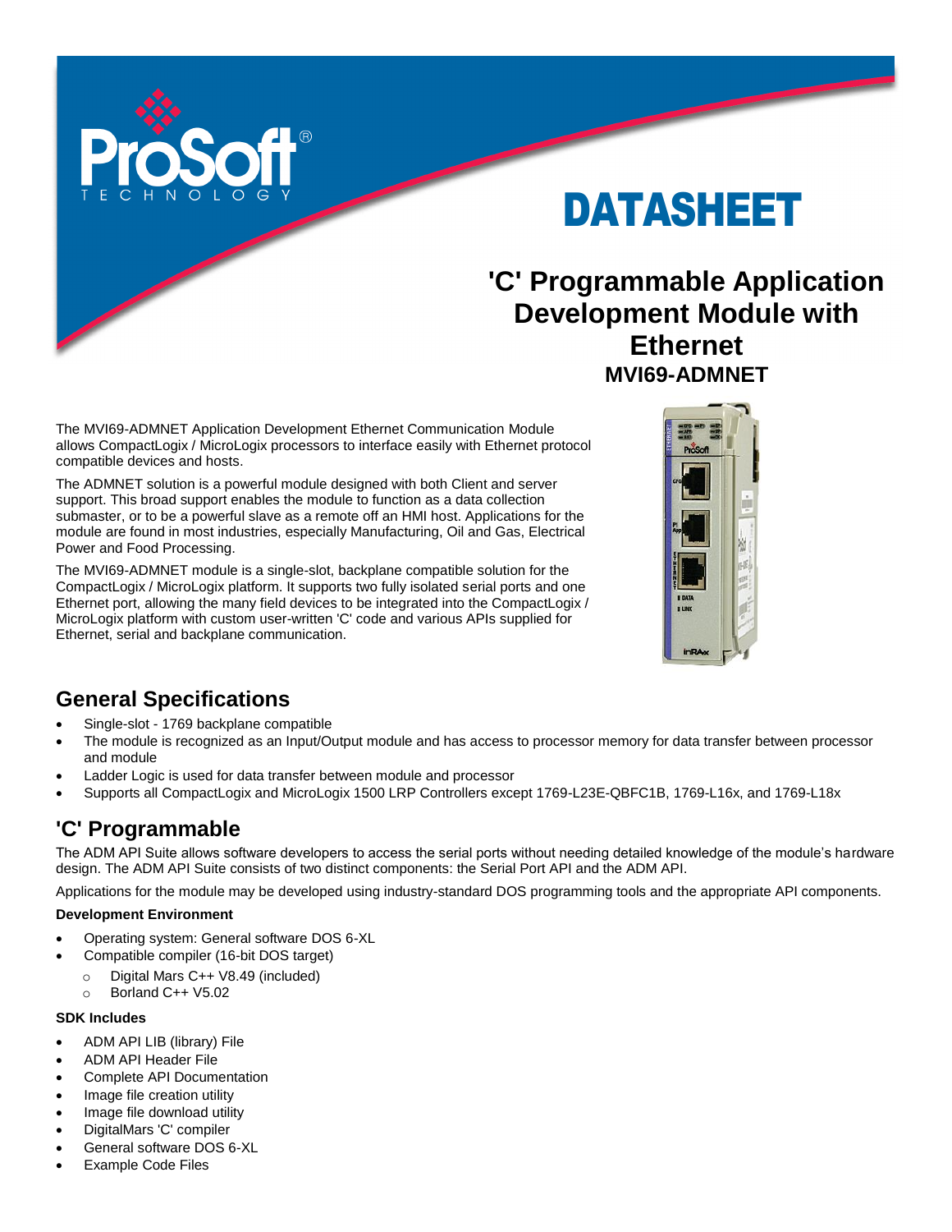DATASHEET

# 'C' Programmable Application Development Module with Ethernet

## MVI69-ADMNET

The MVI69-ADMNET Application Development Ethernet Communication Module allows CompactLogix / MicroLogix processors to interface easily with Ethernet protocol compatible devices and hosts.

The ADMNET solution is a powerful module designed with both Client and server support. This broad support enables the module to function as a data collection submaster, or to be a powerful slave as a remote off an HMI host. Applications for the module are found in most industries, especially Manufacturing, Oil and Gas, Electrical Power and Food Processing.

The MVI69-ADMNET module is a single-slot, backplane compatible solution for the CompactLogix / MicroLogix platform. It supports two fully isolated serial ports and one Ethernet port, allowing the many field devices to be integrated into the CompactLogix / MicroLogix platform with custom user-written 'C' code and various APIs supplied for Ethernet, serial and backplane communication.

## General Specifications

- Single-slot - 1769 backplane compatible
- The module is recognized as an Input/Output module and has access to processor memory for data transfer between processor and module
- Ladder Logic is used for data transfer between module and processor
- Supports all CompactLogix and MicroLogix 1500 LRP Controllers except 1769-L23E-QBFC1B, 1769-L16x, and 1769-L18x

## 'C' Programmable

The ADM API Suite allows software developers to access the serial ports without needing detailed knowledge of the module's hardware design. The ADM API Suite consists of two distinct components: the Serial Port API and the ADM API.

Applications for the module may be developed using industry-standard DOS programming tools and the appropriate API components.

**Development Environment**

- Operating system: General software DOS 6-XL
- Compatible compiler (16-bit DOS target)
  - Digital Mars C++ V8.49 (included)
  - Borland C++ V5.02

**SDK Includes**

- ADM API LIB (library) File
- ADM API Header File
- Complete API Documentation
- Image file creation utility
- Image file download utility
- DigitalMars 'C' compiler
- General software DOS 6-XL
- Example Code Files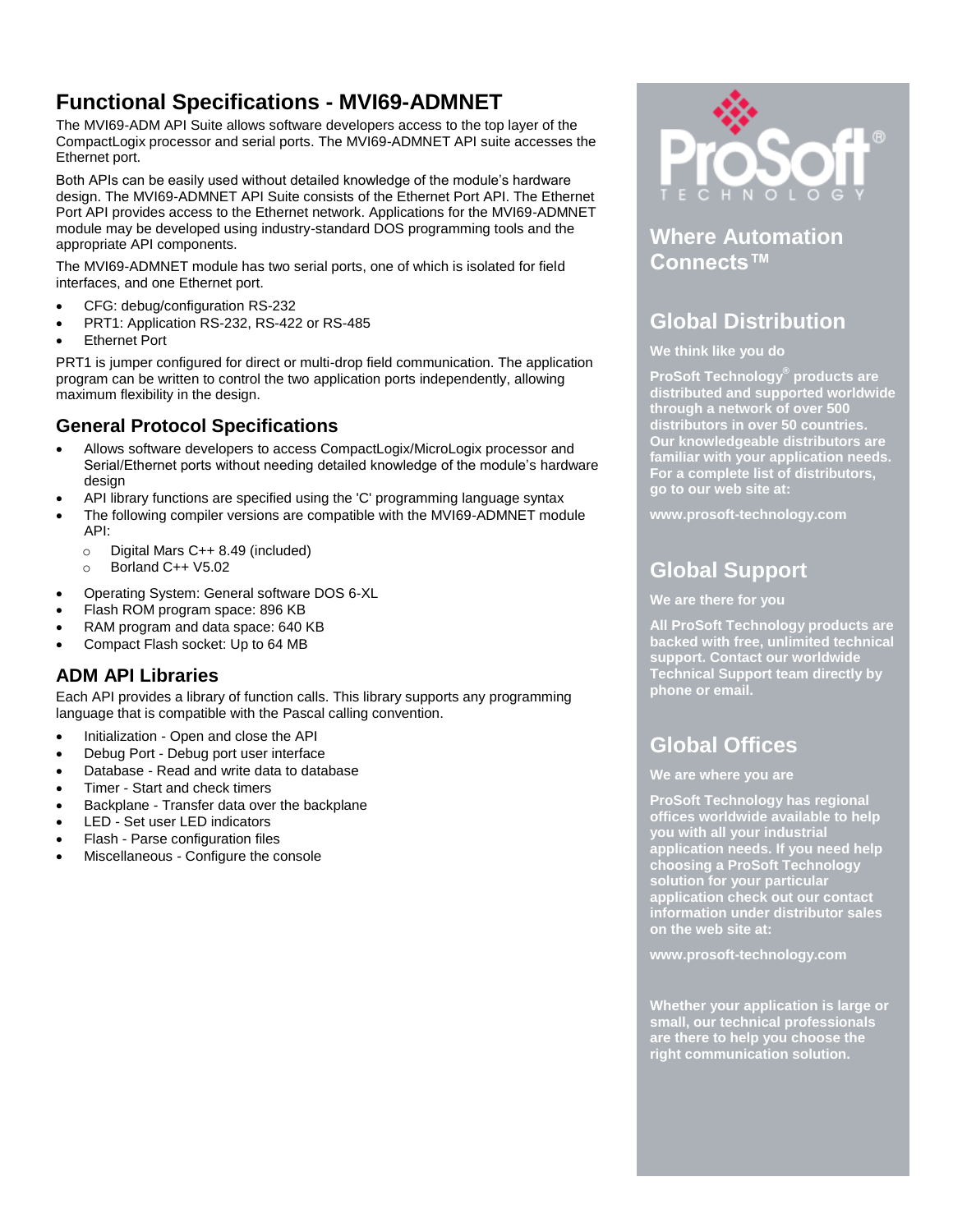# Functional Specifications - MVI69-ADMNET

The MVI69-ADM API Suite allows software developers access to the top layer of the CompactLogix processor and serial ports. The MVI69-ADMNET API suite accesses the Ethernet port.

Both APIs can be easily used without detailed knowledge of the module's hardware design. The MVI69-ADMNET API Suite consists of the Ethernet Port API. The Ethernet Port API provides access to the Ethernet network. Applications for the MVI69-ADMNET module may be developed using industry-standard DOS programming tools and the appropriate API components.

The MVI69-ADMNET module has two serial ports, one of which is isolated for field interfaces, and one Ethernet port.

- CFG: debug/configuration RS-232
- PRT1: Application RS-232, RS-422 or RS-485
- Ethernet Port

PRT1 is jumper configured for direct or multi-drop field communication. The application program can be written to control the two application ports independently, allowing maximum flexibility in the design.

## General Protocol Specifications

- Allows software developers to access CompactLogix/MicroLogix processor and Serial/Ethernet ports without needing detailed knowledge of the module's hardware design
- API library functions are specified using the 'C' programming language syntax
- The following compiler versions are compatible with the MVI69-ADMNET module API:
  - Digital Mars C++ 8.49 (included)
  - Borland C++ V5.02
- Operating System: General software DOS 6-XL
- Flash ROM program space: 896 KB
- RAM program and data space: 640 KB
- Compact Flash socket: Up to 64 MB

## ADM API Libraries

Each API provides a library of function calls. This library supports any programming language that is compatible with the Pascal calling convention.

- Initialization - Open and close the API
- Debug Port - Debug port user interface
- Database - Read and write data to database
- Timer - Start and check timers
- Backplane - Transfer data over the backplane
- LED - Set user LED indicators
- Flash - Parse configuration files
- Miscellaneous - Configure the console

ProSoft TECHNOLOGY

## Where Automation Connects™

## Global Distribution

**We think like you do**

**ProSoft Technology® products are distributed and supported worldwide through a network of over 500 distributors in over 50 countries. Our knowledgeable distributors are familiar with your application needs. For a complete list of distributors, go to our web site at:**

**www.prosoft-technology.com**

## Global Support

**We are there for you**

**All ProSoft Technology products are backed with free, unlimited technical support. Contact our worldwide Technical Support team directly by phone or email.**

## Global Offices

**We are where you are**

**ProSoft Technology has regional offices worldwide available to help you with all your industrial application needs. If you need help choosing a ProSoft Technology solution for your particular application check out our contact information under distributor sales on the web site at:**

**www.prosoft-technology.com**

**Whether your application is large or small, our technical professionals are there to help you choose the right communication solution.**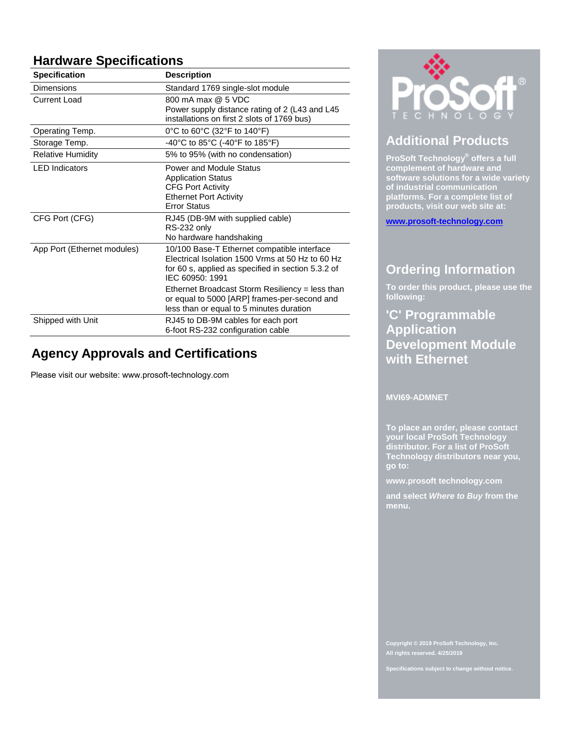## Hardware Specifications

| Specification | Description |
|---|---|
| Dimensions | Standard 1769 single-slot module |
| Current Load | 800 mA max @ 5 VDC<br>Power supply distance rating of 2 (L43 and L45 installations on first 2 slots of 1769 bus) |
| Operating Temp. | 0°C to 60°C (32°F to 140°F) |
| Storage Temp. | -40°C to 85°C (-40°F to 185°F) |
| Relative Humidity | 5% to 95% (with no condensation) |
| LED Indicators | Power and Module Status<br>Application Status<br>CFG Port Activity<br>Ethernet Port Activity<br>Error Status |
| CFG Port (CFG) | RJ45 (DB-9M with supplied cable)<br>RS-232 only<br>No hardware handshaking |
| App Port (Ethernet modules) | 10/100 Base-T Ethernet compatible interface<br>Electrical Isolation 1500 Vrms at 50 Hz to 60 Hz for 60 s, applied as specified in section 5.3.2 of IEC 60950: 1991<br>Ethernet Broadcast Storm Resiliency = less than or equal to 5000 [ARP] frames-per-second and less than or equal to 5 minutes duration |
| Shipped with Unit | RJ45 to DB-9M cables for each port<br>6-foot RS-232 configuration cable |

## Agency Approvals and Certifications

Please visit our website: www.prosoft-technology.com

ProSoft TECHNOLOGY®

## Additional Products

**ProSoft Technology® offers a full complement of hardware and software solutions for a wide variety of industrial communication platforms. For a complete list of products, visit our web site at:**

**www.prosoft-technology.com**

## Ordering Information

**To order this product, please use the following:**

## 'C' Programmable Application Development Module with Ethernet

**MVI69-ADMNET**

**To place an order, please contact your local ProSoft Technology distributor. For a list of ProSoft Technology distributors near you, go to:**

**www.prosoft technology.com**

**and select *Where to Buy* from the menu.**

Copyright © 2019 ProSoft Technology, Inc.
All rights reserved. 4/25/2019

Specifications subject to change without notice.